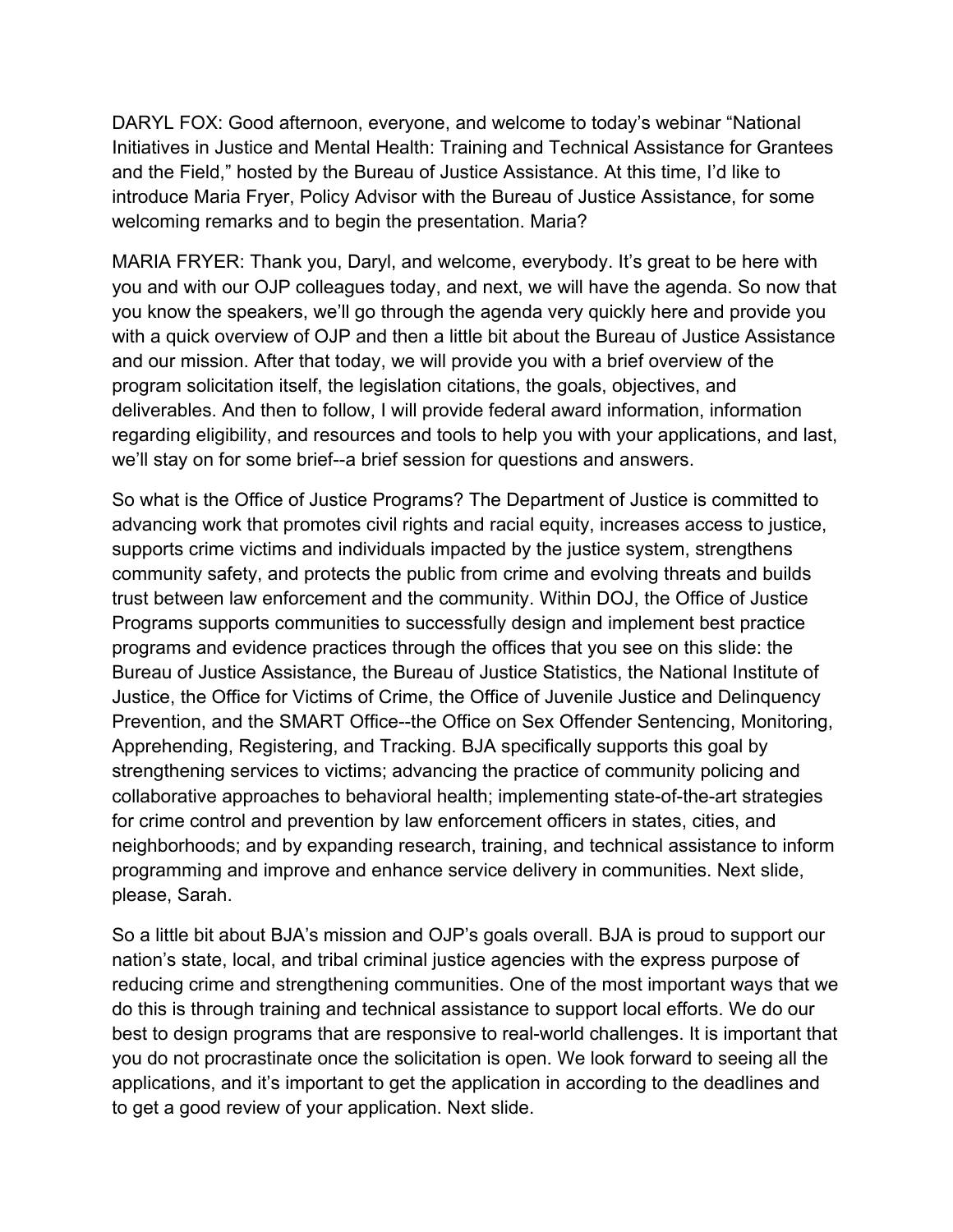DARYL FOX: Good afternoon, everyone, and welcome to today's webinar "National Initiatives in Justice and Mental Health: Training and Technical Assistance for Grantees and the Field," hosted by the Bureau of Justice Assistance. At this time, I'd like to introduce Maria Fryer, Policy Advisor with the Bureau of Justice Assistance, for some welcoming remarks and to begin the presentation. Maria?

MARIA FRYER: Thank you, Daryl, and welcome, everybody. It's great to be here with you and with our OJP colleagues today, and next, we will have the agenda. So now that you know the speakers, we'll go through the agenda very quickly here and provide you with a quick overview of OJP and then a little bit about the Bureau of Justice Assistance and our mission. After that today, we will provide you with a brief overview of the program solicitation itself, the legislation citations, the goals, objectives, and deliverables. And then to follow, I will provide federal award information, information regarding eligibility, and resources and tools to help you with your applications, and last, we'll stay on for some brief--a brief session for questions and answers.

So what is the Office of Justice Programs? The Department of Justice is committed to advancing work that promotes civil rights and racial equity, increases access to justice, supports crime victims and individuals impacted by the justice system, strengthens community safety, and protects the public from crime and evolving threats and builds trust between law enforcement and the community. Within DOJ, the Office of Justice Programs supports communities to successfully design and implement best practice programs and evidence practices through the offices that you see on this slide: the Bureau of Justice Assistance, the Bureau of Justice Statistics, the National Institute of Justice, the Office for Victims of Crime, the Office of Juvenile Justice and Delinquency Prevention, and the SMART Office--the Office on Sex Offender Sentencing, Monitoring, Apprehending, Registering, and Tracking. BJA specifically supports this goal by strengthening services to victims; advancing the practice of community policing and collaborative approaches to behavioral health; implementing state-of-the-art strategies for crime control and prevention by law enforcement officers in states, cities, and neighborhoods; and by expanding research, training, and technical assistance to inform programming and improve and enhance service delivery in communities. Next slide, please, Sarah.

So a little bit about BJA's mission and OJP's goals overall. BJA is proud to support our nation's state, local, and tribal criminal justice agencies with the express purpose of reducing crime and strengthening communities. One of the most important ways that we do this is through training and technical assistance to support local efforts. We do our best to design programs that are responsive to real-world challenges. It is important that you do not procrastinate once the solicitation is open. We look forward to seeing all the applications, and it's important to get the application in according to the deadlines and to get a good review of your application. Next slide.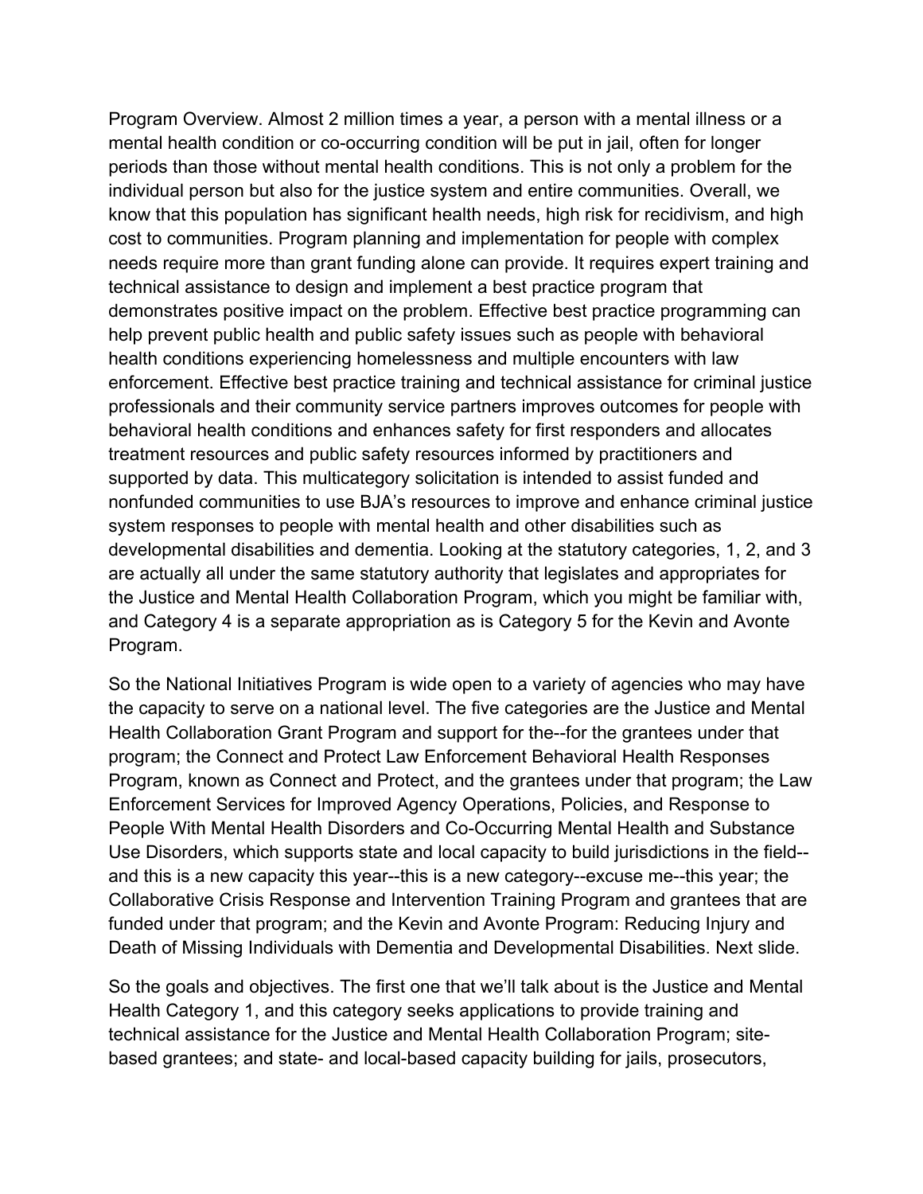Program Overview. Almost 2 million times a year, a person with a mental illness or a mental health condition or co-occurring condition will be put in jail, often for longer periods than those without mental health conditions. This is not only a problem for the individual person but also for the justice system and entire communities. Overall, we know that this population has significant health needs, high risk for recidivism, and high cost to communities. Program planning and implementation for people with complex needs require more than grant funding alone can provide. It requires expert training and technical assistance to design and implement a best practice program that demonstrates positive impact on the problem. Effective best practice programming can help prevent public health and public safety issues such as people with behavioral health conditions experiencing homelessness and multiple encounters with law enforcement. Effective best practice training and technical assistance for criminal justice professionals and their community service partners improves outcomes for people with behavioral health conditions and enhances safety for first responders and allocates treatment resources and public safety resources informed by practitioners and supported by data. This multicategory solicitation is intended to assist funded and nonfunded communities to use BJA's resources to improve and enhance criminal justice system responses to people with mental health and other disabilities such as developmental disabilities and dementia. Looking at the statutory categories, 1, 2, and 3 are actually all under the same statutory authority that legislates and appropriates for the Justice and Mental Health Collaboration Program, which you might be familiar with, and Category 4 is a separate appropriation as is Category 5 for the Kevin and Avonte Program.

So the National Initiatives Program is wide open to a variety of agencies who may have the capacity to serve on a national level. The five categories are the Justice and Mental Health Collaboration Grant Program and support for the--for the grantees under that program; the Connect and Protect Law Enforcement Behavioral Health Responses Program, known as Connect and Protect, and the grantees under that program; the Law Enforcement Services for Improved Agency Operations, Policies, and Response to People With Mental Health Disorders and Co-Occurring Mental Health and Substance Use Disorders, which supports state and local capacity to build jurisdictions in the field--and this is a new capacity this year--this is a new category--excuse me--this year; the Collaborative Crisis Response and Intervention Training Program and grantees that are funded under that program; and the Kevin and Avonte Program: Reducing Injury and Death of Missing Individuals with Dementia and Developmental Disabilities. Next slide.

So the goals and objectives. The first one that we'll talk about is the Justice and Mental Health Category 1, and this category seeks applications to provide training and technical assistance for the Justice and Mental Health Collaboration Program; site-based grantees; and state- and local-based capacity building for jails, prosecutors,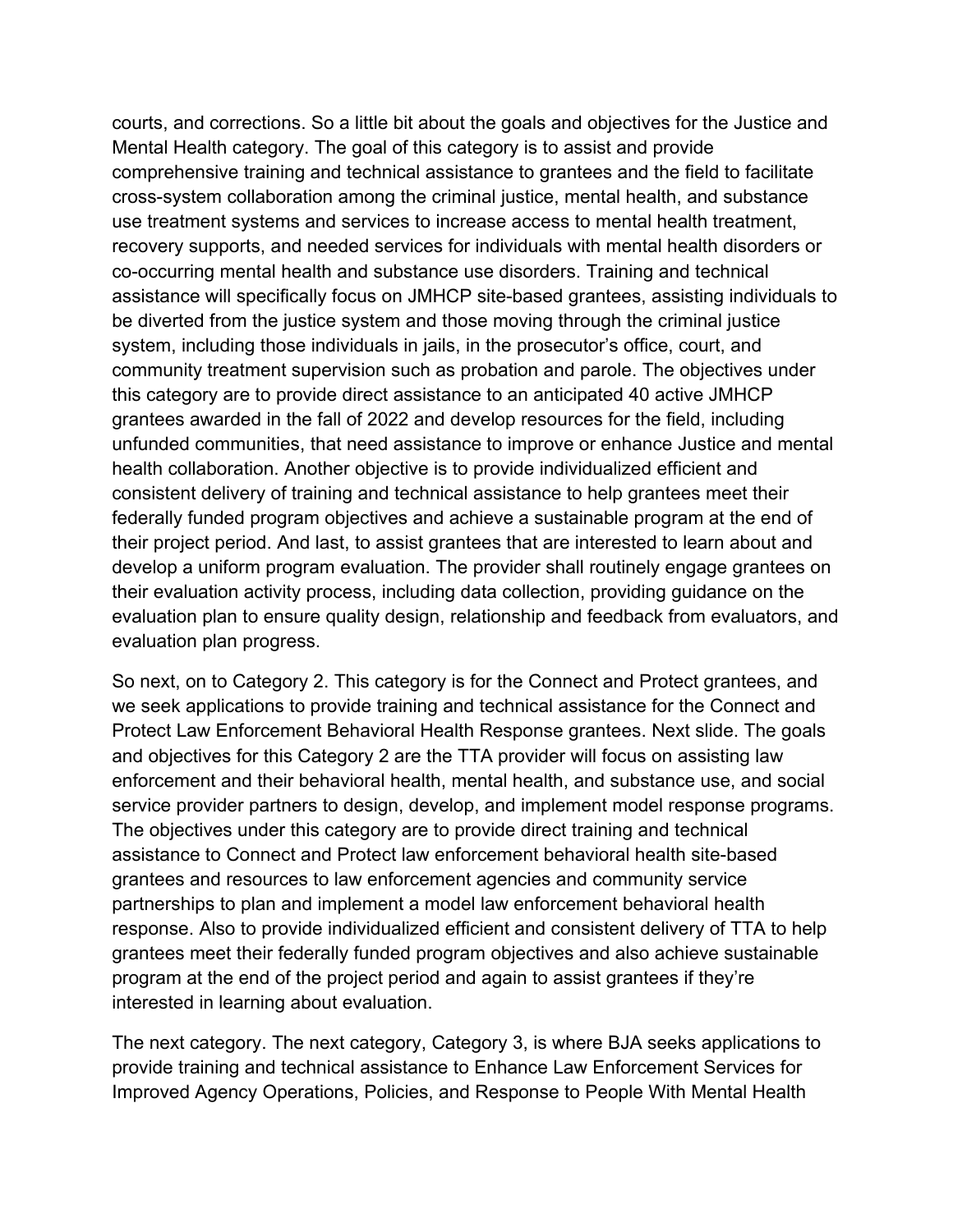courts, and corrections. So a little bit about the goals and objectives for the Justice and Mental Health category. The goal of this category is to assist and provide comprehensive training and technical assistance to grantees and the field to facilitate cross-system collaboration among the criminal justice, mental health, and substance use treatment systems and services to increase access to mental health treatment, recovery supports, and needed services for individuals with mental health disorders or co-occurring mental health and substance use disorders. Training and technical assistance will specifically focus on JMHCP site-based grantees, assisting individuals to be diverted from the justice system and those moving through the criminal justice system, including those individuals in jails, in the prosecutor's office, court, and community treatment supervision such as probation and parole. The objectives under this category are to provide direct assistance to an anticipated 40 active JMHCP grantees awarded in the fall of 2022 and develop resources for the field, including unfunded communities, that need assistance to improve or enhance Justice and mental health collaboration. Another objective is to provide individualized efficient and consistent delivery of training and technical assistance to help grantees meet their federally funded program objectives and achieve a sustainable program at the end of their project period. And last, to assist grantees that are interested to learn about and develop a uniform program evaluation. The provider shall routinely engage grantees on their evaluation activity process, including data collection, providing guidance on the evaluation plan to ensure quality design, relationship and feedback from evaluators, and evaluation plan progress.

So next, on to Category 2. This category is for the Connect and Protect grantees, and we seek applications to provide training and technical assistance for the Connect and Protect Law Enforcement Behavioral Health Response grantees. Next slide. The goals and objectives for this Category 2 are the TTA provider will focus on assisting law enforcement and their behavioral health, mental health, and substance use, and social service provider partners to design, develop, and implement model response programs. The objectives under this category are to provide direct training and technical assistance to Connect and Protect law enforcement behavioral health site-based grantees and resources to law enforcement agencies and community service partnerships to plan and implement a model law enforcement behavioral health response. Also to provide individualized efficient and consistent delivery of TTA to help grantees meet their federally funded program objectives and also achieve sustainable program at the end of the project period and again to assist grantees if they're interested in learning about evaluation.

The next category. The next category, Category 3, is where BJA seeks applications to provide training and technical assistance to Enhance Law Enforcement Services for Improved Agency Operations, Policies, and Response to People With Mental Health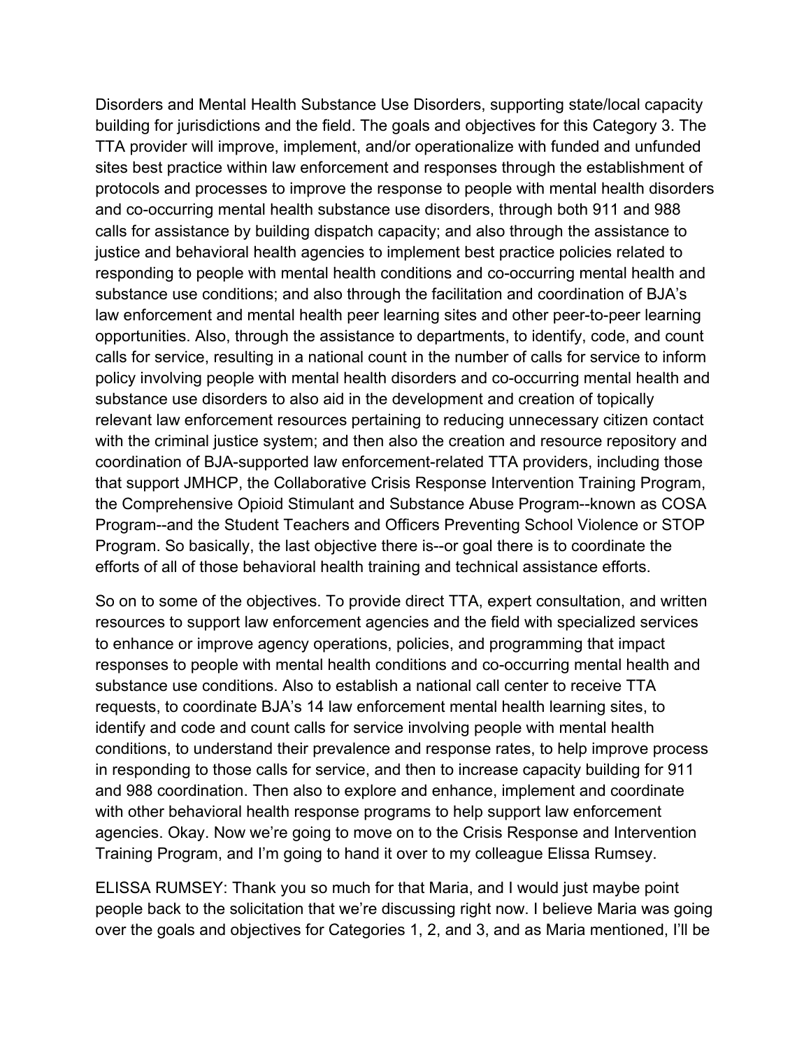Disorders and Mental Health Substance Use Disorders, supporting state/local capacity building for jurisdictions and the field. The goals and objectives for this Category 3. The TTA provider will improve, implement, and/or operationalize with funded and unfunded sites best practice within law enforcement and responses through the establishment of protocols and processes to improve the response to people with mental health disorders and co-occurring mental health substance use disorders, through both 911 and 988 calls for assistance by building dispatch capacity; and also through the assistance to justice and behavioral health agencies to implement best practice policies related to responding to people with mental health conditions and co-occurring mental health and substance use conditions; and also through the facilitation and coordination of BJA's law enforcement and mental health peer learning sites and other peer-to-peer learning opportunities. Also, through the assistance to departments, to identify, code, and count calls for service, resulting in a national count in the number of calls for service to inform policy involving people with mental health disorders and co-occurring mental health and substance use disorders to also aid in the development and creation of topically relevant law enforcement resources pertaining to reducing unnecessary citizen contact with the criminal justice system; and then also the creation and resource repository and coordination of BJA-supported law enforcement-related TTA providers, including those that support JMHCP, the Collaborative Crisis Response Intervention Training Program, the Comprehensive Opioid Stimulant and Substance Abuse Program--known as COSA Program--and the Student Teachers and Officers Preventing School Violence or STOP Program. So basically, the last objective there is--or goal there is to coordinate the efforts of all of those behavioral health training and technical assistance efforts.

So on to some of the objectives. To provide direct TTA, expert consultation, and written resources to support law enforcement agencies and the field with specialized services to enhance or improve agency operations, policies, and programming that impact responses to people with mental health conditions and co-occurring mental health and substance use conditions. Also to establish a national call center to receive TTA requests, to coordinate BJA's 14 law enforcement mental health learning sites, to identify and code and count calls for service involving people with mental health conditions, to understand their prevalence and response rates, to help improve process in responding to those calls for service, and then to increase capacity building for 911 and 988 coordination. Then also to explore and enhance, implement and coordinate with other behavioral health response programs to help support law enforcement agencies. Okay. Now we're going to move on to the Crisis Response and Intervention Training Program, and I'm going to hand it over to my colleague Elissa Rumsey.

ELISSA RUMSEY: Thank you so much for that Maria, and I would just maybe point people back to the solicitation that we're discussing right now. I believe Maria was going over the goals and objectives for Categories 1, 2, and 3, and as Maria mentioned, I'll be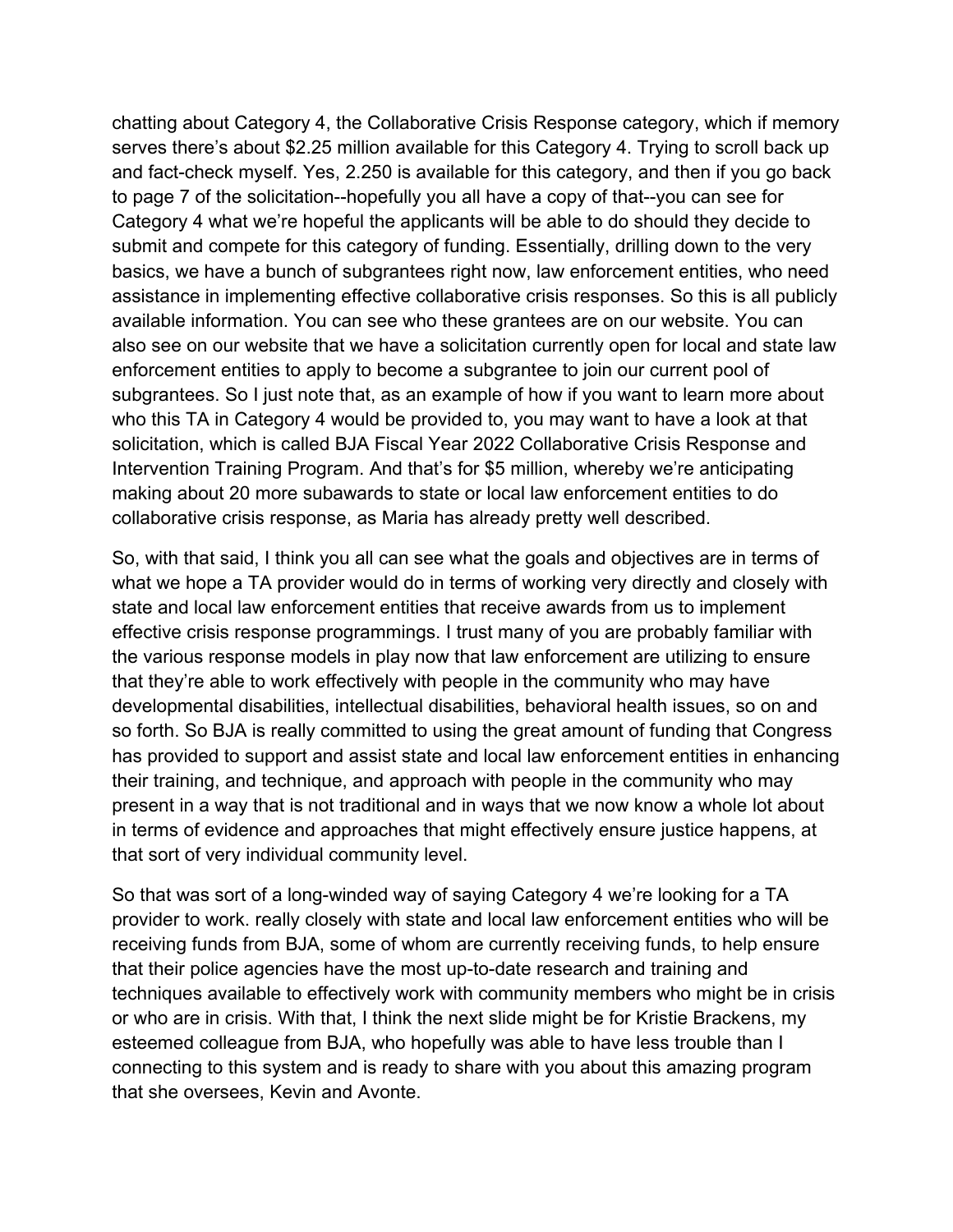chatting about Category 4, the Collaborative Crisis Response category, which if memory serves there's about $2.25 million available for this Category 4. Trying to scroll back up and fact-check myself. Yes, 2.250 is available for this category, and then if you go back to page 7 of the solicitation--hopefully you all have a copy of that--you can see for Category 4 what we're hopeful the applicants will be able to do should they decide to submit and compete for this category of funding. Essentially, drilling down to the very basics, we have a bunch of subgrantees right now, law enforcement entities, who need assistance in implementing effective collaborative crisis responses. So this is all publicly available information. You can see who these grantees are on our website. You can also see on our website that we have a solicitation currently open for local and state law enforcement entities to apply to become a subgrantee to join our current pool of subgrantees. So I just note that, as an example of how if you want to learn more about who this TA in Category 4 would be provided to, you may want to have a look at that solicitation, which is called BJA Fiscal Year 2022 Collaborative Crisis Response and Intervention Training Program. And that's for $5 million, whereby we're anticipating making about 20 more subawards to state or local law enforcement entities to do collaborative crisis response, as Maria has already pretty well described.

So, with that said, I think you all can see what the goals and objectives are in terms of what we hope a TA provider would do in terms of working very directly and closely with state and local law enforcement entities that receive awards from us to implement effective crisis response programmings. I trust many of you are probably familiar with the various response models in play now that law enforcement are utilizing to ensure that they're able to work effectively with people in the community who may have developmental disabilities, intellectual disabilities, behavioral health issues, so on and so forth. So BJA is really committed to using the great amount of funding that Congress has provided to support and assist state and local law enforcement entities in enhancing their training, and technique, and approach with people in the community who may present in a way that is not traditional and in ways that we now know a whole lot about in terms of evidence and approaches that might effectively ensure justice happens, at that sort of very individual community level.

So that was sort of a long-winded way of saying Category 4 we're looking for a TA provider to work. really closely with state and local law enforcement entities who will be receiving funds from BJA, some of whom are currently receiving funds, to help ensure that their police agencies have the most up-to-date research and training and techniques available to effectively work with community members who might be in crisis or who are in crisis. With that, I think the next slide might be for Kristie Brackens, my esteemed colleague from BJA, who hopefully was able to have less trouble than I connecting to this system and is ready to share with you about this amazing program that she oversees, Kevin and Avonte.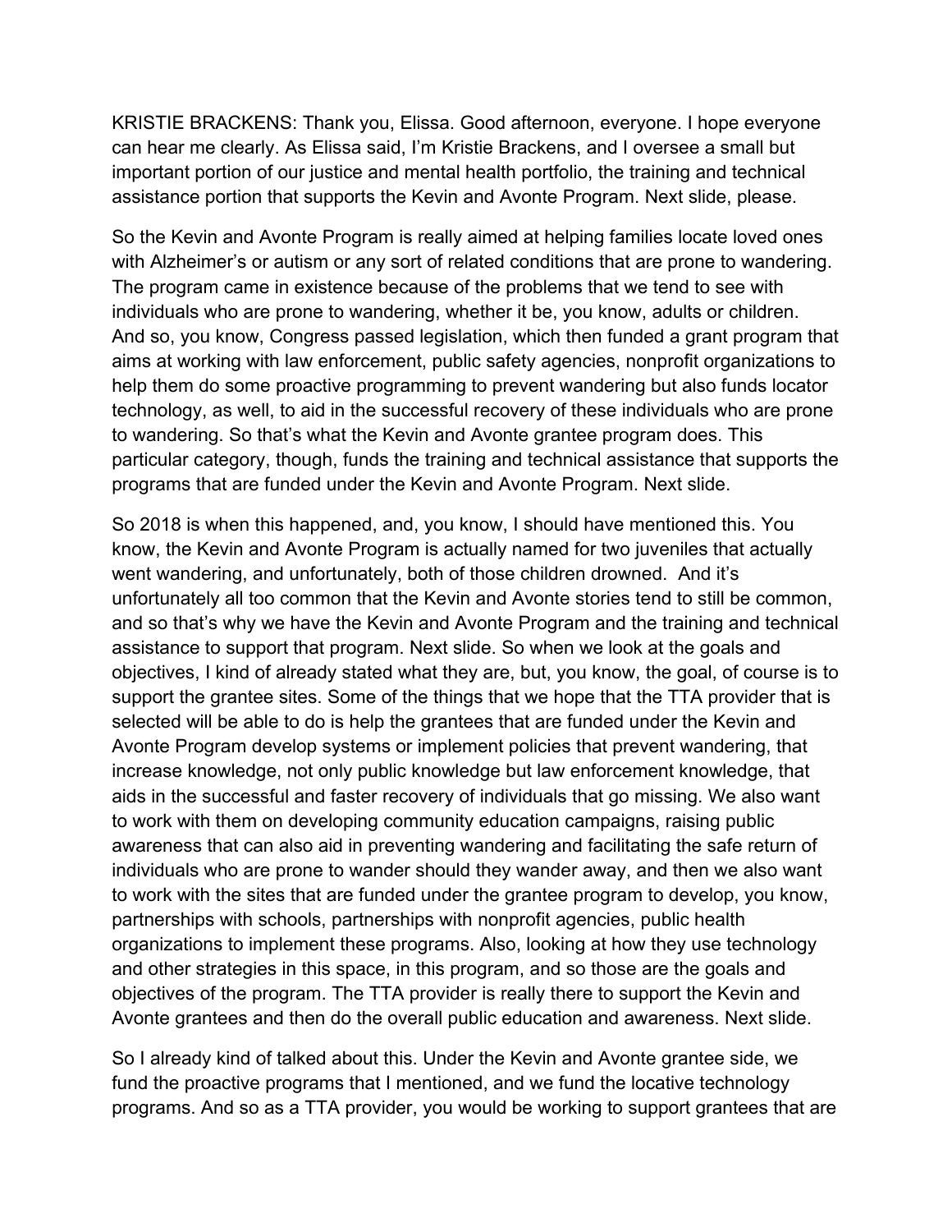KRISTIE BRACKENS: Thank you, Elissa. Good afternoon, everyone. I hope everyone can hear me clearly. As Elissa said, I'm Kristie Brackens, and I oversee a small but important portion of our justice and mental health portfolio, the training and technical assistance portion that supports the Kevin and Avonte Program. Next slide, please.

So the Kevin and Avonte Program is really aimed at helping families locate loved ones with Alzheimer's or autism or any sort of related conditions that are prone to wandering. The program came in existence because of the problems that we tend to see with individuals who are prone to wandering, whether it be, you know, adults or children. And so, you know, Congress passed legislation, which then funded a grant program that aims at working with law enforcement, public safety agencies, nonprofit organizations to help them do some proactive programming to prevent wandering but also funds locator technology, as well, to aid in the successful recovery of these individuals who are prone to wandering. So that's what the Kevin and Avonte grantee program does. This particular category, though, funds the training and technical assistance that supports the programs that are funded under the Kevin and Avonte Program. Next slide.

So 2018 is when this happened, and, you know, I should have mentioned this. You know, the Kevin and Avonte Program is actually named for two juveniles that actually went wandering, and unfortunately, both of those children drowned. And it's unfortunately all too common that the Kevin and Avonte stories tend to still be common, and so that's why we have the Kevin and Avonte Program and the training and technical assistance to support that program. Next slide. So when we look at the goals and objectives, I kind of already stated what they are, but, you know, the goal, of course is to support the grantee sites. Some of the things that we hope that the TTA provider that is selected will be able to do is help the grantees that are funded under the Kevin and Avonte Program develop systems or implement policies that prevent wandering, that increase knowledge, not only public knowledge but law enforcement knowledge, that aids in the successful and faster recovery of individuals that go missing. We also want to work with them on developing community education campaigns, raising public awareness that can also aid in preventing wandering and facilitating the safe return of individuals who are prone to wander should they wander away, and then we also want to work with the sites that are funded under the grantee program to develop, you know, partnerships with schools, partnerships with nonprofit agencies, public health organizations to implement these programs. Also, looking at how they use technology and other strategies in this space, in this program, and so those are the goals and objectives of the program. The TTA provider is really there to support the Kevin and Avonte grantees and then do the overall public education and awareness. Next slide.

So I already kind of talked about this. Under the Kevin and Avonte grantee side, we fund the proactive programs that I mentioned, and we fund the locative technology programs. And so as a TTA provider, you would be working to support grantees that are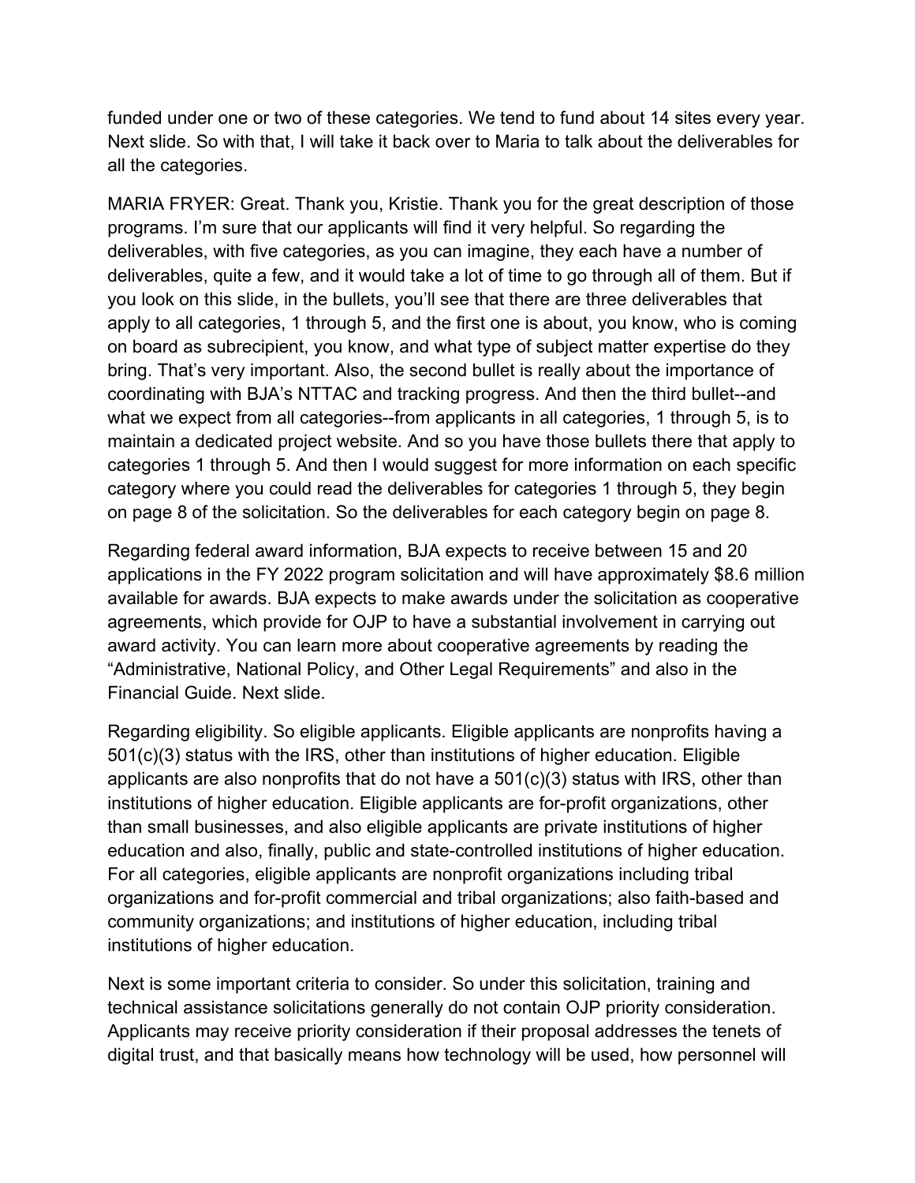funded under one or two of these categories. We tend to fund about 14 sites every year. Next slide. So with that, I will take it back over to Maria to talk about the deliverables for all the categories.

MARIA FRYER: Great. Thank you, Kristie. Thank you for the great description of those programs. I'm sure that our applicants will find it very helpful. So regarding the deliverables, with five categories, as you can imagine, they each have a number of deliverables, quite a few, and it would take a lot of time to go through all of them. But if you look on this slide, in the bullets, you'll see that there are three deliverables that apply to all categories, 1 through 5, and the first one is about, you know, who is coming on board as subrecipient, you know, and what type of subject matter expertise do they bring. That's very important. Also, the second bullet is really about the importance of coordinating with BJA's NTTAC and tracking progress. And then the third bullet--and what we expect from all categories--from applicants in all categories, 1 through 5, is to maintain a dedicated project website. And so you have those bullets there that apply to categories 1 through 5. And then I would suggest for more information on each specific category where you could read the deliverables for categories 1 through 5, they begin on page 8 of the solicitation. So the deliverables for each category begin on page 8.

Regarding federal award information, BJA expects to receive between 15 and 20 applications in the FY 2022 program solicitation and will have approximately $8.6 million available for awards. BJA expects to make awards under the solicitation as cooperative agreements, which provide for OJP to have a substantial involvement in carrying out award activity. You can learn more about cooperative agreements by reading the "Administrative, National Policy, and Other Legal Requirements" and also in the Financial Guide. Next slide.

Regarding eligibility. So eligible applicants. Eligible applicants are nonprofits having a 501(c)(3) status with the IRS, other than institutions of higher education. Eligible applicants are also nonprofits that do not have a 501(c)(3) status with IRS, other than institutions of higher education. Eligible applicants are for-profit organizations, other than small businesses, and also eligible applicants are private institutions of higher education and also, finally, public and state-controlled institutions of higher education. For all categories, eligible applicants are nonprofit organizations including tribal organizations and for-profit commercial and tribal organizations; also faith-based and community organizations; and institutions of higher education, including tribal institutions of higher education.

Next is some important criteria to consider. So under this solicitation, training and technical assistance solicitations generally do not contain OJP priority consideration. Applicants may receive priority consideration if their proposal addresses the tenets of digital trust, and that basically means how technology will be used, how personnel will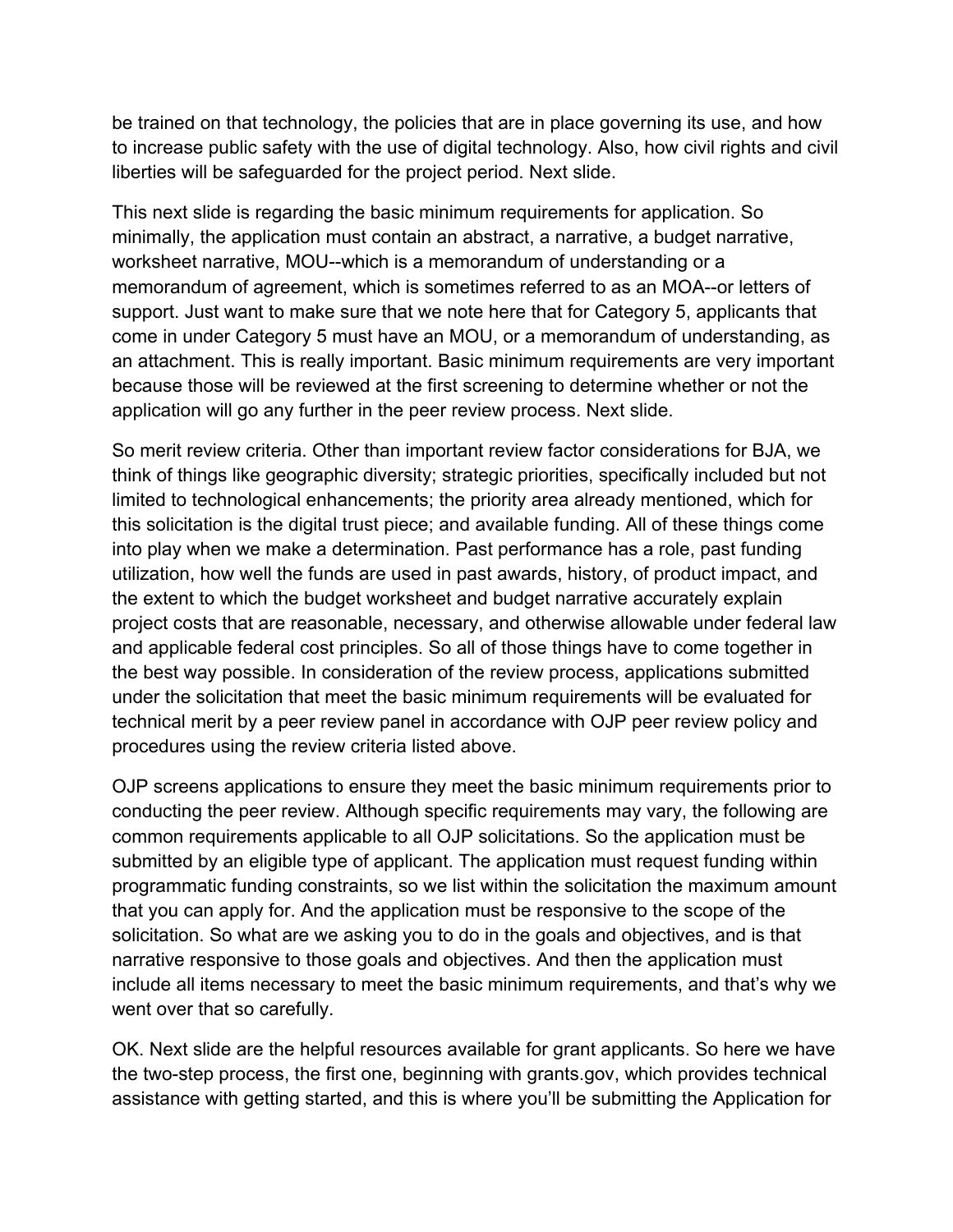be trained on that technology, the policies that are in place governing its use, and how to increase public safety with the use of digital technology. Also, how civil rights and civil liberties will be safeguarded for the project period. Next slide.

This next slide is regarding the basic minimum requirements for application. So minimally, the application must contain an abstract, a narrative, a budget narrative, worksheet narrative, MOU--which is a memorandum of understanding or a memorandum of agreement, which is sometimes referred to as an MOA--or letters of support. Just want to make sure that we note here that for Category 5, applicants that come in under Category 5 must have an MOU, or a memorandum of understanding, as an attachment. This is really important. Basic minimum requirements are very important because those will be reviewed at the first screening to determine whether or not the application will go any further in the peer review process. Next slide.

So merit review criteria. Other than important review factor considerations for BJA, we think of things like geographic diversity; strategic priorities, specifically included but not limited to technological enhancements; the priority area already mentioned, which for this solicitation is the digital trust piece; and available funding. All of these things come into play when we make a determination. Past performance has a role, past funding utilization, how well the funds are used in past awards, history, of product impact, and the extent to which the budget worksheet and budget narrative accurately explain project costs that are reasonable, necessary, and otherwise allowable under federal law and applicable federal cost principles. So all of those things have to come together in the best way possible. In consideration of the review process, applications submitted under the solicitation that meet the basic minimum requirements will be evaluated for technical merit by a peer review panel in accordance with OJP peer review policy and procedures using the review criteria listed above.

OJP screens applications to ensure they meet the basic minimum requirements prior to conducting the peer review. Although specific requirements may vary, the following are common requirements applicable to all OJP solicitations. So the application must be submitted by an eligible type of applicant. The application must request funding within programmatic funding constraints, so we list within the solicitation the maximum amount that you can apply for. And the application must be responsive to the scope of the solicitation. So what are we asking you to do in the goals and objectives, and is that narrative responsive to those goals and objectives. And then the application must include all items necessary to meet the basic minimum requirements, and that's why we went over that so carefully.

OK. Next slide are the helpful resources available for grant applicants. So here we have the two-step process, the first one, beginning with grants.gov, which provides technical assistance with getting started, and this is where you'll be submitting the Application for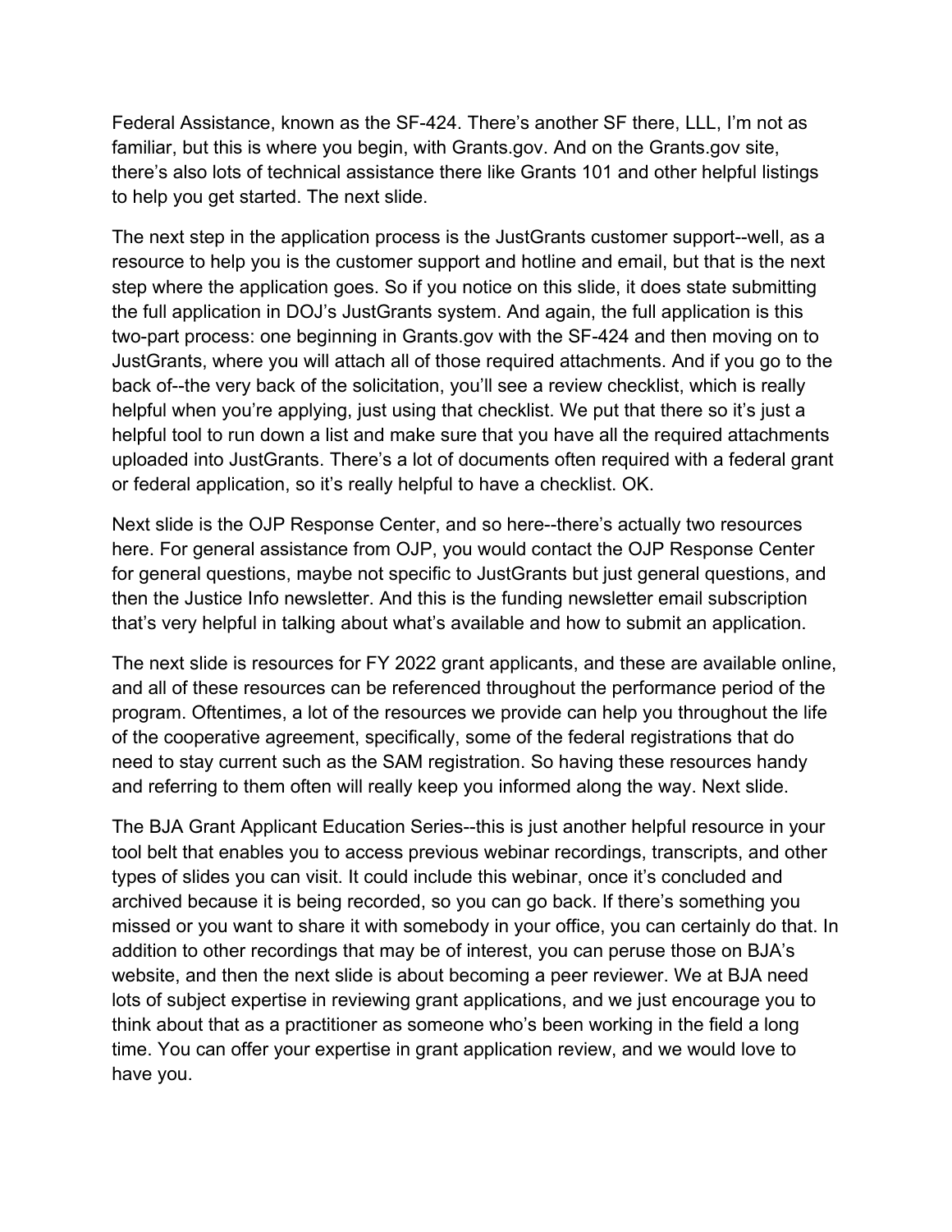Federal Assistance, known as the SF-424. There's another SF there, LLL, I'm not as familiar, but this is where you begin, with Grants.gov. And on the Grants.gov site, there's also lots of technical assistance there like Grants 101 and other helpful listings to help you get started. The next slide.

The next step in the application process is the JustGrants customer support--well, as a resource to help you is the customer support and hotline and email, but that is the next step where the application goes. So if you notice on this slide, it does state submitting the full application in DOJ's JustGrants system. And again, the full application is this two-part process: one beginning in Grants.gov with the SF-424 and then moving on to JustGrants, where you will attach all of those required attachments. And if you go to the back of--the very back of the solicitation, you'll see a review checklist, which is really helpful when you're applying, just using that checklist. We put that there so it's just a helpful tool to run down a list and make sure that you have all the required attachments uploaded into JustGrants. There's a lot of documents often required with a federal grant or federal application, so it's really helpful to have a checklist. OK.

Next slide is the OJP Response Center, and so here--there's actually two resources here. For general assistance from OJP, you would contact the OJP Response Center for general questions, maybe not specific to JustGrants but just general questions, and then the Justice Info newsletter. And this is the funding newsletter email subscription that's very helpful in talking about what's available and how to submit an application.

The next slide is resources for FY 2022 grant applicants, and these are available online, and all of these resources can be referenced throughout the performance period of the program. Oftentimes, a lot of the resources we provide can help you throughout the life of the cooperative agreement, specifically, some of the federal registrations that do need to stay current such as the SAM registration. So having these resources handy and referring to them often will really keep you informed along the way. Next slide.

The BJA Grant Applicant Education Series--this is just another helpful resource in your tool belt that enables you to access previous webinar recordings, transcripts, and other types of slides you can visit. It could include this webinar, once it's concluded and archived because it is being recorded, so you can go back. If there's something you missed or you want to share it with somebody in your office, you can certainly do that. In addition to other recordings that may be of interest, you can peruse those on BJA's website, and then the next slide is about becoming a peer reviewer. We at BJA need lots of subject expertise in reviewing grant applications, and we just encourage you to think about that as a practitioner as someone who's been working in the field a long time. You can offer your expertise in grant application review, and we would love to have you.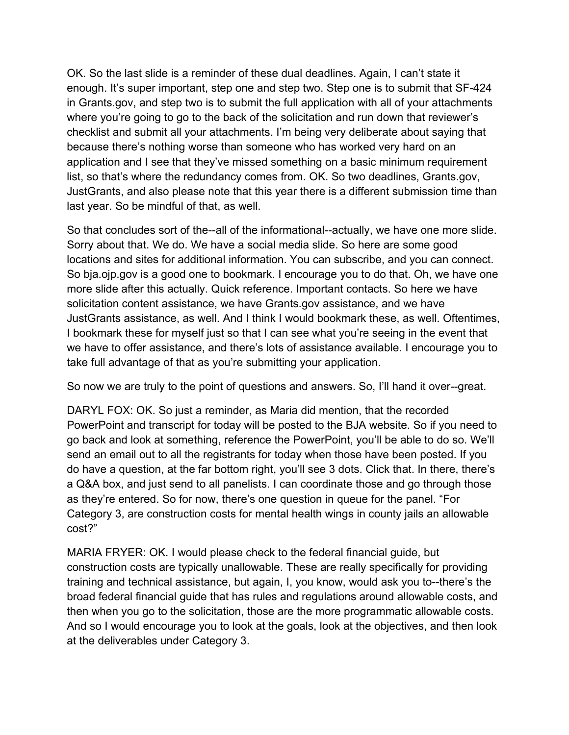OK. So the last slide is a reminder of these dual deadlines. Again, I can't state it enough. It's super important, step one and step two. Step one is to submit that SF-424 in Grants.gov, and step two is to submit the full application with all of your attachments where you're going to go to the back of the solicitation and run down that reviewer's checklist and submit all your attachments. I'm being very deliberate about saying that because there's nothing worse than someone who has worked very hard on an application and I see that they've missed something on a basic minimum requirement list, so that's where the redundancy comes from. OK. So two deadlines, Grants.gov, JustGrants, and also please note that this year there is a different submission time than last year. So be mindful of that, as well.

So that concludes sort of the--all of the informational--actually, we have one more slide. Sorry about that. We do. We have a social media slide. So here are some good locations and sites for additional information. You can subscribe, and you can connect. So bja.ojp.gov is a good one to bookmark. I encourage you to do that. Oh, we have one more slide after this actually. Quick reference. Important contacts. So here we have solicitation content assistance, we have Grants.gov assistance, and we have JustGrants assistance, as well. And I think I would bookmark these, as well. Oftentimes, I bookmark these for myself just so that I can see what you're seeing in the event that we have to offer assistance, and there's lots of assistance available. I encourage you to take full advantage of that as you're submitting your application.

So now we are truly to the point of questions and answers. So, I'll hand it over--great.

DARYL FOX: OK. So just a reminder, as Maria did mention, that the recorded PowerPoint and transcript for today will be posted to the BJA website. So if you need to go back and look at something, reference the PowerPoint, you'll be able to do so. We'll send an email out to all the registrants for today when those have been posted. If you do have a question, at the far bottom right, you'll see 3 dots. Click that. In there, there's a Q&A box, and just send to all panelists. I can coordinate those and go through those as they're entered. So for now, there's one question in queue for the panel. "For Category 3, are construction costs for mental health wings in county jails an allowable cost?"

MARIA FRYER: OK. I would please check to the federal financial guide, but construction costs are typically unallowable. These are really specifically for providing training and technical assistance, but again, I, you know, would ask you to--there's the broad federal financial guide that has rules and regulations around allowable costs, and then when you go to the solicitation, those are the more programmatic allowable costs. And so I would encourage you to look at the goals, look at the objectives, and then look at the deliverables under Category 3.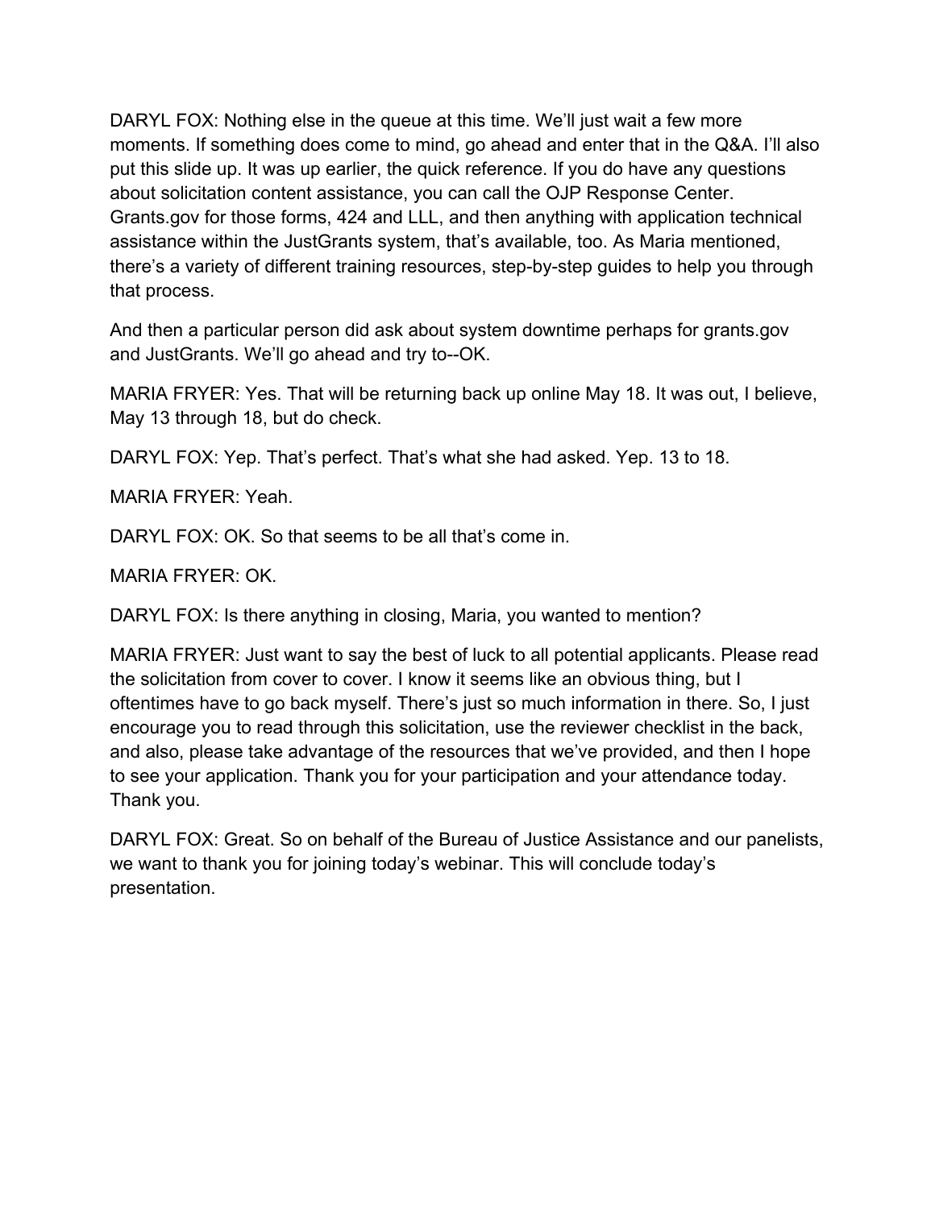DARYL FOX: Nothing else in the queue at this time. We'll just wait a few more moments. If something does come to mind, go ahead and enter that in the Q&A. I'll also put this slide up. It was up earlier, the quick reference. If you do have any questions about solicitation content assistance, you can call the OJP Response Center. Grants.gov for those forms, 424 and LLL, and then anything with application technical assistance within the JustGrants system, that's available, too. As Maria mentioned, there's a variety of different training resources, step-by-step guides to help you through that process.

And then a particular person did ask about system downtime perhaps for grants.gov and JustGrants. We'll go ahead and try to--OK.

MARIA FRYER: Yes. That will be returning back up online May 18. It was out, I believe, May 13 through 18, but do check.

DARYL FOX: Yep. That's perfect. That's what she had asked. Yep. 13 to 18.

MARIA FRYER: Yeah.

DARYL FOX: OK. So that seems to be all that's come in.

MARIA FRYER: OK.

DARYL FOX: Is there anything in closing, Maria, you wanted to mention?

MARIA FRYER: Just want to say the best of luck to all potential applicants. Please read the solicitation from cover to cover. I know it seems like an obvious thing, but I oftentimes have to go back myself. There's just so much information in there. So, I just encourage you to read through this solicitation, use the reviewer checklist in the back, and also, please take advantage of the resources that we've provided, and then I hope to see your application. Thank you for your participation and your attendance today. Thank you.

DARYL FOX: Great. So on behalf of the Bureau of Justice Assistance and our panelists, we want to thank you for joining today's webinar. This will conclude today's presentation.